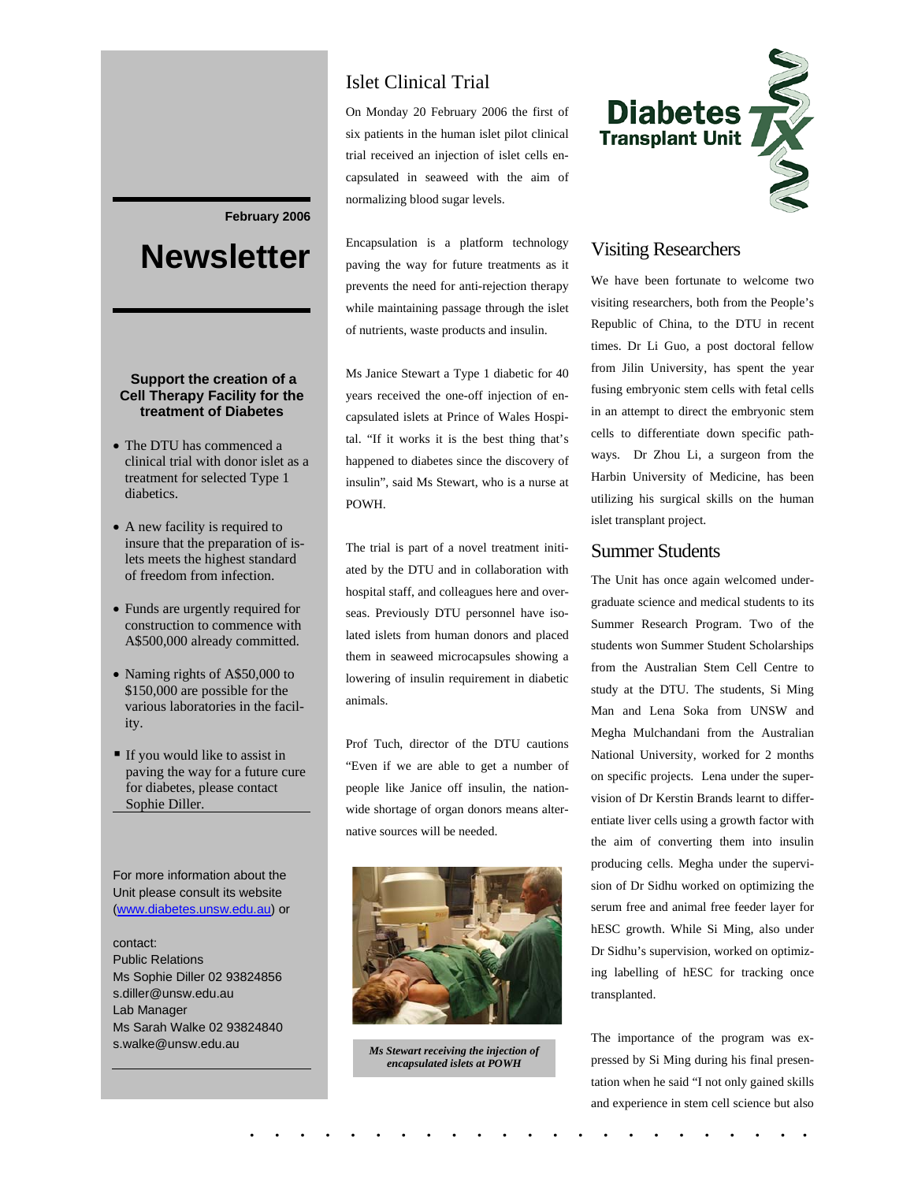February 2006

# Newsletter

**Support the creation of a Cell Therapy Facility for the treatment of Diabetes**

- The DTU has commenced a clinical trial with donor islet as a treatment for selected Type 1 diabetics.
- A new facility is required to insure that the preparation of islets meets the highest standard of freedom from infection.
- Funds are urgently required for construction to commence with A$500,000 already committed.
- Naming rights of A$50,000 to $150,000 are possible for the various laboratories in the facility.
- If you would like to assist in paving the way for a future cure for diabetes, please contact Sophie Diller.

For more information about the Unit please consult its website (www.diabetes.unsw.edu.au) or

contact:
Public Relations
Ms Sophie Diller 02 93824856
s.diller@unsw.edu.au
Lab Manager
Ms Sarah Walke 02 93824840
s.walke@unsw.edu.au

**Diabetes Transplant Unit**

## Islet Clinical Trial

On Monday 20 February 2006 the first of six patients in the human islet pilot clinical trial received an injection of islet cells encapsulated in seaweed with the aim of normalizing blood sugar levels.

Encapsulation is a platform technology paving the way for future treatments as it prevents the need for anti-rejection therapy while maintaining passage through the islet of nutrients, waste products and insulin.

Ms Janice Stewart a Type 1 diabetic for 40 years received the one-off injection of encapsulated islets at Prince of Wales Hospital. "If it works it is the best thing that's happened to diabetes since the discovery of insulin", said Ms Stewart, who is a nurse at POWH.

The trial is part of a novel treatment initiated by the DTU and in collaboration with hospital staff, and colleagues here and overseas. Previously DTU personnel have isolated islets from human donors and placed them in seaweed microcapsules showing a lowering of insulin requirement in diabetic animals.

Prof Tuch, director of the DTU cautions "Even if we are able to get a number of people like Janice off insulin, the nationwide shortage of organ donors means alternative sources will be needed.

*Ms Stewart receiving the injection of encapsulated islets at POWH*

## Visiting Researchers

We have been fortunate to welcome two visiting researchers, both from the People's Republic of China, to the DTU in recent times. Dr Li Guo, a post doctoral fellow from Jilin University, has spent the year fusing embryonic stem cells with fetal cells in an attempt to direct the embryonic stem cells to differentiate down specific pathways. Dr Zhou Li, a surgeon from the Harbin University of Medicine, has been utilizing his surgical skills on the human islet transplant project.

## Summer Students

The Unit has once again welcomed undergraduate science and medical students to its Summer Research Program. Two of the students won Summer Student Scholarships from the Australian Stem Cell Centre to study at the DTU. The students, Si Ming Man and Lena Soka from UNSW and Megha Mulchandani from the Australian National University, worked for 2 months on specific projects. Lena under the supervision of Dr Kerstin Brands learnt to differentiate liver cells using a growth factor with the aim of converting them into insulin producing cells. Megha under the supervision of Dr Sidhu worked on optimizing the serum free and animal free feeder layer for hESC growth. While Si Ming, also under Dr Sidhu's supervision, worked on optimizing labelling of hESC for tracking once transplanted.

The importance of the program was expressed by Si Ming during his final presentation when he said "I not only gained skills and experience in stem cell science but also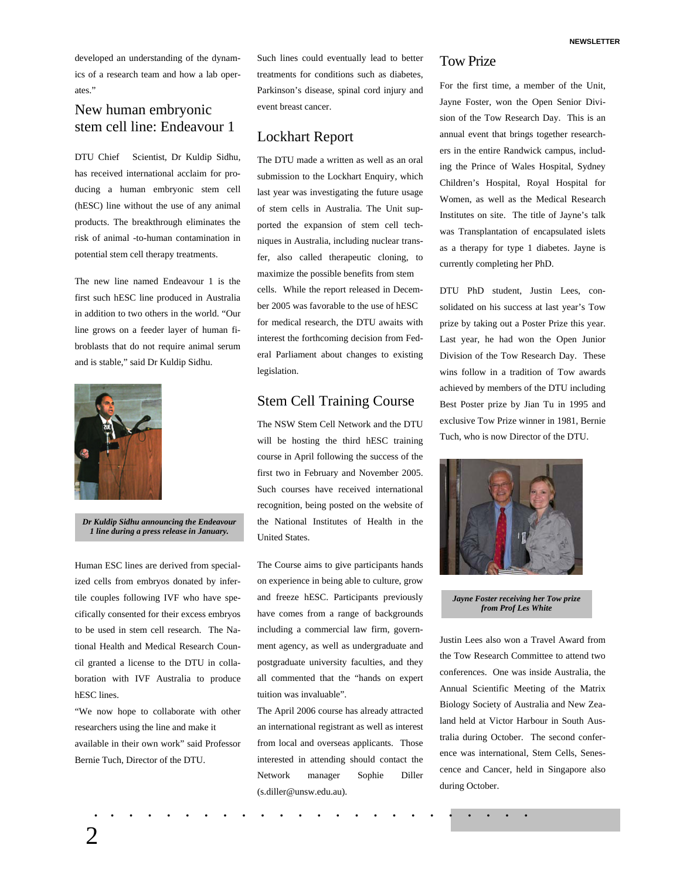developed an understanding of the dynamics of a research team and how a lab operates."

## New human embryonic stem cell line: Endeavour 1

DTU Chief Scientist, Dr Kuldip Sidhu, has received international acclaim for producing a human embryonic stem cell (hESC) line without the use of any animal products. The breakthrough eliminates the risk of animal -to-human contamination in potential stem cell therapy treatments.

The new line named Endeavour 1 is the first such hESC line produced in Australia in addition to two others in the world. "Our line grows on a feeder layer of human fibroblasts that do not require animal serum and is stable," said Dr Kuldip Sidhu.

***Dr Kuldip Sidhu announcing the Endeavour 1 line during a press release in January.***

Human ESC lines are derived from specialized cells from embryos donated by infertile couples following IVF who have specifically consented for their excess embryos to be used in stem cell research. The National Health and Medical Research Council granted a license to the DTU in collaboration with IVF Australia to produce hESC lines.

"We now hope to collaborate with other researchers using the line and make it available in their own work" said Professor Bernie Tuch, Director of the DTU.

Such lines could eventually lead to better treatments for conditions such as diabetes, Parkinson's disease, spinal cord injury and event breast cancer.

## Lockhart Report

The DTU made a written as well as an oral submission to the Lockhart Enquiry, which last year was investigating the future usage of stem cells in Australia. The Unit supported the expansion of stem cell techniques in Australia, including nuclear transfer, also called therapeutic cloning, to maximize the possible benefits from stem cells. While the report released in December 2005 was favorable to the use of hESC for medical research, the DTU awaits with interest the forthcoming decision from Federal Parliament about changes to existing legislation.

## Stem Cell Training Course

The NSW Stem Cell Network and the DTU will be hosting the third hESC training course in April following the success of the first two in February and November 2005. Such courses have received international recognition, being posted on the website of the National Institutes of Health in the United States.

The Course aims to give participants hands on experience in being able to culture, grow and freeze hESC. Participants previously have comes from a range of backgrounds including a commercial law firm, government agency, as well as undergraduate and postgraduate university faculties, and they all commented that the "hands on expert tuition was invaluable".

The April 2006 course has already attracted an international registrant as well as interest from local and overseas applicants. Those interested in attending should contact the Network manager Sophie Diller (s.diller@unsw.edu.au).

## Tow Prize

For the first time, a member of the Unit, Jayne Foster, won the Open Senior Division of the Tow Research Day. This is an annual event that brings together researchers in the entire Randwick campus, including the Prince of Wales Hospital, Sydney Children's Hospital, Royal Hospital for Women, as well as the Medical Research Institutes on site. The title of Jayne's talk was Transplantation of encapsulated islets as a therapy for type 1 diabetes. Jayne is currently completing her PhD.

DTU PhD student, Justin Lees, consolidated on his success at last year's Tow prize by taking out a Poster Prize this year. Last year, he had won the Open Junior Division of the Tow Research Day. These wins follow in a tradition of Tow awards achieved by members of the DTU including Best Poster prize by Jian Tu in 1995 and exclusive Tow Prize winner in 1981, Bernie Tuch, who is now Director of the DTU.

***Jayne Foster receiving her Tow prize from Prof Les White***

Justin Lees also won a Travel Award from the Tow Research Committee to attend two conferences. One was inside Australia, the Annual Scientific Meeting of the Matrix Biology Society of Australia and New Zealand held at Victor Harbour in South Australia during October. The second conference was international, Stem Cells, Senescence and Cancer, held in Singapore also during October.